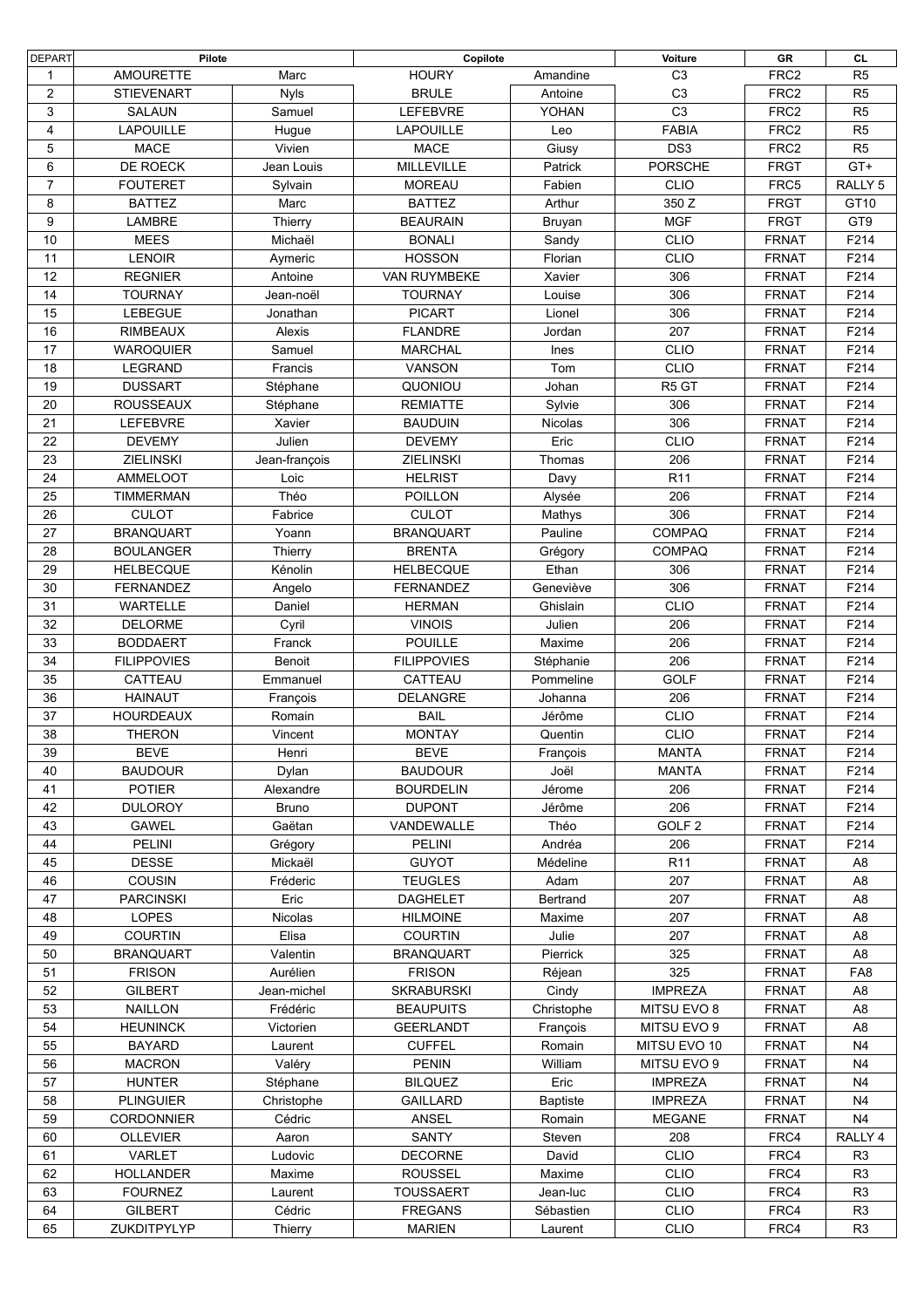| DEPART | Pilote | | Copilote | | Voiture | GR | CL |
|---|---|---|---|---|---|---|---|
| 1 | AMOURETTE | Marc | HOURY | Amandine | C3 | FRC2 | R5 |
| 2 | STIEVENART | Nyls | BRULE | Antoine | C3 | FRC2 | R5 |
| 3 | SALAUN | Samuel | LEFEBVRE | YOHAN | C3 | FRC2 | R5 |
| 4 | LAPOUILLE | Hugue | LAPOUILLE | Leo | FABIA | FRC2 | R5 |
| 5 | MACE | Vivien | MACE | Giusy | DS3 | FRC2 | R5 |
| 6 | DE ROECK | Jean Louis | MILLEVILLE | Patrick | PORSCHE | FRGT | GT+ |
| 7 | FOUTERET | Sylvain | MOREAU | Fabien | CLIO | FRC5 | RALLY 5 |
| 8 | BATTEZ | Marc | BATTEZ | Arthur | 350 Z | FRGT | GT10 |
| 9 | LAMBRE | Thierry | BEAURAIN | Bruyan | MGF | FRGT | GT9 |
| 10 | MEES | Michaël | BONALI | Sandy | CLIO | FRNAT | F214 |
| 11 | LENOIR | Aymeric | HOSSON | Florian | CLIO | FRNAT | F214 |
| 12 | REGNIER | Antoine | VAN RUYMBEKE | Xavier | 306 | FRNAT | F214 |
| 14 | TOURNAY | Jean-noël | TOURNAY | Louise | 306 | FRNAT | F214 |
| 15 | LEBEGUE | Jonathan | PICART | Lionel | 306 | FRNAT | F214 |
| 16 | RIMBEAUX | Alexis | FLANDRE | Jordan | 207 | FRNAT | F214 |
| 17 | WAROQUIER | Samuel | MARCHAL | Ines | CLIO | FRNAT | F214 |
| 18 | LEGRAND | Francis | VANSON | Tom | CLIO | FRNAT | F214 |
| 19 | DUSSART | Stéphane | QUONIOU | Johan | R5 GT | FRNAT | F214 |
| 20 | ROUSSEAUX | Stéphane | REMIATTE | Sylvie | 306 | FRNAT | F214 |
| 21 | LEFEBVRE | Xavier | BAUDUIN | Nicolas | 306 | FRNAT | F214 |
| 22 | DEVEMY | Julien | DEVEMY | Eric | CLIO | FRNAT | F214 |
| 23 | ZIELINSKI | Jean-françois | ZIELINSKI | Thomas | 206 | FRNAT | F214 |
| 24 | AMMELOOT | Loic | HELRIST | Davy | R11 | FRNAT | F214 |
| 25 | TIMMERMAN | Théo | POILLON | Alysée | 206 | FRNAT | F214 |
| 26 | CULOT | Fabrice | CULOT | Mathys | 306 | FRNAT | F214 |
| 27 | BRANQUART | Yoann | BRANQUART | Pauline | COMPAQ | FRNAT | F214 |
| 28 | BOULANGER | Thierry | BRENTA | Grégory | COMPAQ | FRNAT | F214 |
| 29 | HELBECQUE | Kénolin | HELBECQUE | Ethan | 306 | FRNAT | F214 |
| 30 | FERNANDEZ | Angelo | FERNANDEZ | Geneviève | 306 | FRNAT | F214 |
| 31 | WARTELLE | Daniel | HERMAN | Ghislain | CLIO | FRNAT | F214 |
| 32 | DELORME | Cyril | VINOIS | Julien | 206 | FRNAT | F214 |
| 33 | BODDAERT | Franck | POUILLE | Maxime | 206 | FRNAT | F214 |
| 34 | FILIPPOVIES | Benoit | FILIPPOVIES | Stéphanie | 206 | FRNAT | F214 |
| 35 | CATTEAU | Emmanuel | CATTEAU | Pommeline | GOLF | FRNAT | F214 |
| 36 | HAINAUT | François | DELANGRE | Johanna | 206 | FRNAT | F214 |
| 37 | HOURDEAUX | Romain | BAIL | Jérôme | CLIO | FRNAT | F214 |
| 38 | THERON | Vincent | MONTAY | Quentin | CLIO | FRNAT | F214 |
| 39 | BEVE | Henri | BEVE | François | MANTA | FRNAT | F214 |
| 40 | BAUDOUR | Dylan | BAUDOUR | Joël | MANTA | FRNAT | F214 |
| 41 | POTIER | Alexandre | BOURDELIN | Jérome | 206 | FRNAT | F214 |
| 42 | DULOROY | Bruno | DUPONT | Jérôme | 206 | FRNAT | F214 |
| 43 | GAWEL | Gaëtan | VANDEWALLE | Théo | GOLF 2 | FRNAT | F214 |
| 44 | PELINI | Grégory | PELINI | Andréa | 206 | FRNAT | F214 |
| 45 | DESSE | Mickaël | GUYOT | Médeline | R11 | FRNAT | A8 |
| 46 | COUSIN | Fréderic | TEUGLES | Adam | 207 | FRNAT | A8 |
| 47 | PARCINSKI | Eric | DAGHELET | Bertrand | 207 | FRNAT | A8 |
| 48 | LOPES | Nicolas | HILMOINE | Maxime | 207 | FRNAT | A8 |
| 49 | COURTIN | Elisa | COURTIN | Julie | 207 | FRNAT | A8 |
| 50 | BRANQUART | Valentin | BRANQUART | Pierrick | 325 | FRNAT | A8 |
| 51 | FRISON | Aurélien | FRISON | Réjean | 325 | FRNAT | FA8 |
| 52 | GILBERT | Jean-michel | SKRABURSKI | Cindy | IMPREZA | FRNAT | A8 |
| 53 | NAILLON | Frédéric | BEAUPUITS | Christophe | MITSU EVO 8 | FRNAT | A8 |
| 54 | HEUNINCK | Victorien | GEERLANDT | François | MITSU EVO 9 | FRNAT | A8 |
| 55 | BAYARD | Laurent | CUFFEL | Romain | MITSU EVO 10 | FRNAT | N4 |
| 56 | MACRON | Valéry | PENIN | William | MITSU EVO 9 | FRNAT | N4 |
| 57 | HUNTER | Stéphane | BILQUEZ | Eric | IMPREZA | FRNAT | N4 |
| 58 | PLINGUIER | Christophe | GAILLARD | Baptiste | IMPREZA | FRNAT | N4 |
| 59 | CORDONNIER | Cédric | ANSEL | Romain | MEGANE | FRNAT | N4 |
| 60 | OLLEVIER | Aaron | SANTY | Steven | 208 | FRC4 | RALLY 4 |
| 61 | VARLET | Ludovic | DECORNE | David | CLIO | FRC4 | R3 |
| 62 | HOLLANDER | Maxime | ROUSSEL | Maxime | CLIO | FRC4 | R3 |
| 63 | FOURNEZ | Laurent | TOUSSAERT | Jean-luc | CLIO | FRC4 | R3 |
| 64 | GILBERT | Cédric | FREGANS | Sébastien | CLIO | FRC4 | R3 |
| 65 | ZUKDITPYLYP | Thierry | MARIEN | Laurent | CLIO | FRC4 | R3 |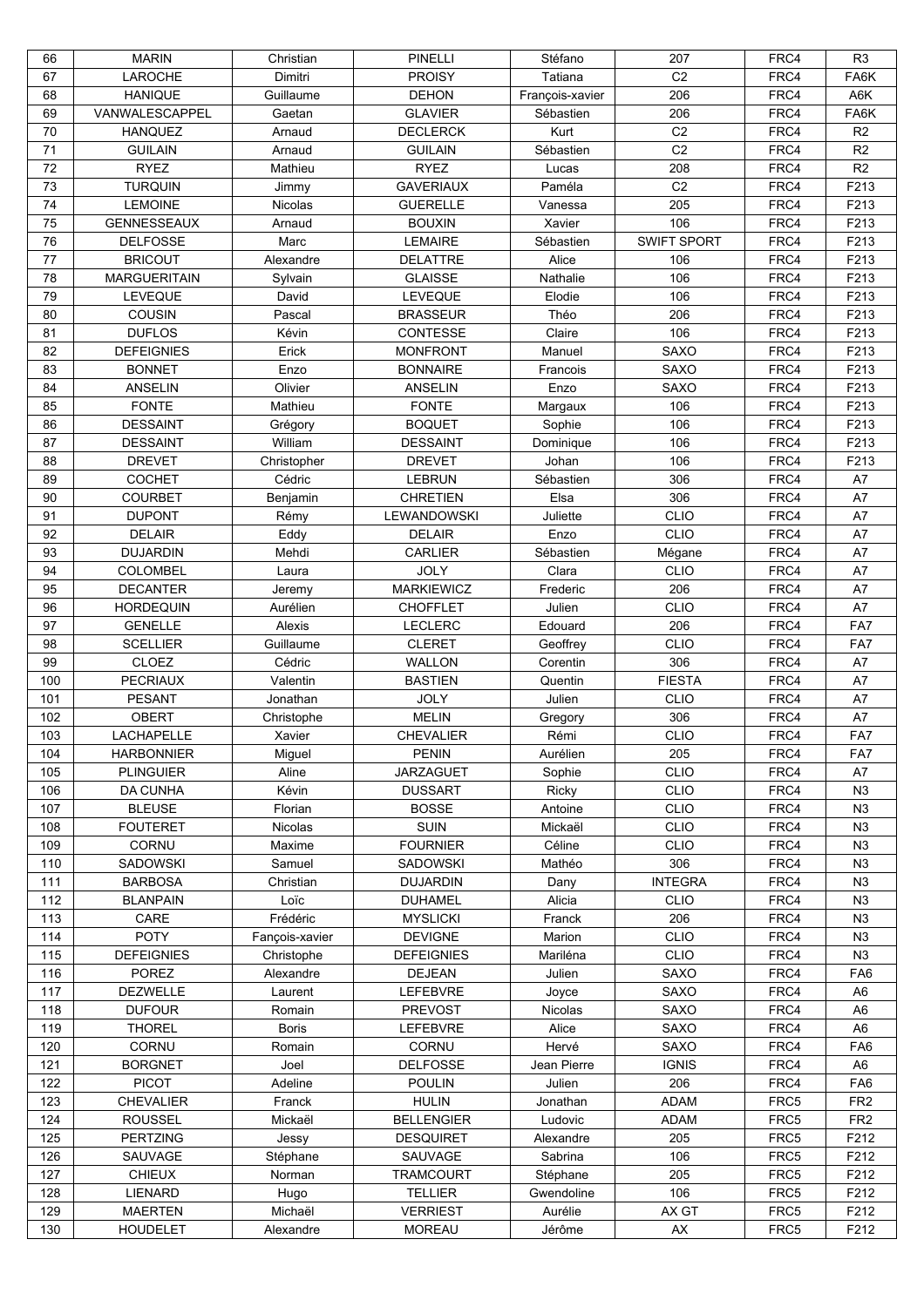| 66 | MARIN | Christian | PINELLI | Stéfano | 207 | FRC4 | R3 |
|---|---|---|---|---|---|---|---|
| 67 | LAROCHE | Dimitri | PROISY | Tatiana | C2 | FRC4 | FA6K |
| 68 | HANIQUE | Guillaume | DEHON | François-xavier | 206 | FRC4 | A6K |
| 69 | VANWALESCAPPEL | Gaetan | GLAVIER | Sébastien | 206 | FRC4 | FA6K |
| 70 | HANQUEZ | Arnaud | DECLERCK | Kurt | C2 | FRC4 | R2 |
| 71 | GUILAIN | Arnaud | GUILAIN | Sébastien | C2 | FRC4 | R2 |
| 72 | RYEZ | Mathieu | RYEZ | Lucas | 208 | FRC4 | R2 |
| 73 | TURQUIN | Jimmy | GAVERIAUX | Paméla | C2 | FRC4 | F213 |
| 74 | LEMOINE | Nicolas | GUERELLE | Vanessa | 205 | FRC4 | F213 |
| 75 | GENNESSEAUX | Arnaud | BOUXIN | Xavier | 106 | FRC4 | F213 |
| 76 | DELFOSSE | Marc | LEMAIRE | Sébastien | SWIFT SPORT | FRC4 | F213 |
| 77 | BRICOUT | Alexandre | DELATTRE | Alice | 106 | FRC4 | F213 |
| 78 | MARGUERITAIN | Sylvain | GLAISSE | Nathalie | 106 | FRC4 | F213 |
| 79 | LEVEQUE | David | LEVEQUE | Elodie | 106 | FRC4 | F213 |
| 80 | COUSIN | Pascal | BRASSEUR | Théo | 206 | FRC4 | F213 |
| 81 | DUFLOS | Kévin | CONTESSE | Claire | 106 | FRC4 | F213 |
| 82 | DEFEIGNIES | Erick | MONFRONT | Manuel | SAXO | FRC4 | F213 |
| 83 | BONNET | Enzo | BONNAIRE | Francois | SAXO | FRC4 | F213 |
| 84 | ANSELIN | Olivier | ANSELIN | Enzo | SAXO | FRC4 | F213 |
| 85 | FONTE | Mathieu | FONTE | Margaux | 106 | FRC4 | F213 |
| 86 | DESSAINT | Grégory | BOQUET | Sophie | 106 | FRC4 | F213 |
| 87 | DESSAINT | William | DESSAINT | Dominique | 106 | FRC4 | F213 |
| 88 | DREVET | Christopher | DREVET | Johan | 106 | FRC4 | F213 |
| 89 | COCHET | Cédric | LEBRUN | Sébastien | 306 | FRC4 | A7 |
| 90 | COURBET | Benjamin | CHRETIEN | Elsa | 306 | FRC4 | A7 |
| 91 | DUPONT | Rémy | LEWANDOWSKI | Juliette | CLIO | FRC4 | A7 |
| 92 | DELAIR | Eddy | DELAIR | Enzo | CLIO | FRC4 | A7 |
| 93 | DUJARDIN | Mehdi | CARLIER | Sébastien | Mégane | FRC4 | A7 |
| 94 | COLOMBEL | Laura | JOLY | Clara | CLIO | FRC4 | A7 |
| 95 | DECANTER | Jeremy | MARKIEWICZ | Frederic | 206 | FRC4 | A7 |
| 96 | HORDEQUIN | Aurélien | CHOFFLET | Julien | CLIO | FRC4 | A7 |
| 97 | GENELLE | Alexis | LECLERC | Edouard | 206 | FRC4 | FA7 |
| 98 | SCELLIER | Guillaume | CLERET | Geoffrey | CLIO | FRC4 | FA7 |
| 99 | CLOEZ | Cédric | WALLON | Corentin | 306 | FRC4 | A7 |
| 100 | PECRIAUX | Valentin | BASTIEN | Quentin | FIESTA | FRC4 | A7 |
| 101 | PESANT | Jonathan | JOLY | Julien | CLIO | FRC4 | A7 |
| 102 | OBERT | Christophe | MELIN | Gregory | 306 | FRC4 | A7 |
| 103 | LACHAPELLE | Xavier | CHEVALIER | Rémi | CLIO | FRC4 | FA7 |
| 104 | HARBONNIER | Miguel | PENIN | Aurélien | 205 | FRC4 | FA7 |
| 105 | PLINGUIER | Aline | JARZAGUET | Sophie | CLIO | FRC4 | A7 |
| 106 | DA CUNHA | Kévin | DUSSART | Ricky | CLIO | FRC4 | N3 |
| 107 | BLEUSE | Florian | BOSSE | Antoine | CLIO | FRC4 | N3 |
| 108 | FOUTERET | Nicolas | SUIN | Mickaël | CLIO | FRC4 | N3 |
| 109 | CORNU | Maxime | FOURNIER | Céline | CLIO | FRC4 | N3 |
| 110 | SADOWSKI | Samuel | SADOWSKI | Mathéo | 306 | FRC4 | N3 |
| 111 | BARBOSA | Christian | DUJARDIN | Dany | INTEGRA | FRC4 | N3 |
| 112 | BLANPAIN | Loïc | DUHAMEL | Alicia | CLIO | FRC4 | N3 |
| 113 | CARE | Frédéric | MYSLICKI | Franck | 206 | FRC4 | N3 |
| 114 | POTY | Fançois-xavier | DEVIGNE | Marion | CLIO | FRC4 | N3 |
| 115 | DEFEIGNIES | Christophe | DEFEIGNIES | Mariléna | CLIO | FRC4 | N3 |
| 116 | POREZ | Alexandre | DEJEAN | Julien | SAXO | FRC4 | FA6 |
| 117 | DEZWELLE | Laurent | LEFEBVRE | Joyce | SAXO | FRC4 | A6 |
| 118 | DUFOUR | Romain | PREVOST | Nicolas | SAXO | FRC4 | A6 |
| 119 | THOREL | Boris | LEFEBVRE | Alice | SAXO | FRC4 | A6 |
| 120 | CORNU | Romain | CORNU | Hervé | SAXO | FRC4 | FA6 |
| 121 | BORGNET | Joel | DELFOSSE | Jean Pierre | IGNIS | FRC4 | A6 |
| 122 | PICOT | Adeline | POULIN | Julien | 206 | FRC4 | FA6 |
| 123 | CHEVALIER | Franck | HULIN | Jonathan | ADAM | FRC5 | FR2 |
| 124 | ROUSSEL | Mickaël | BELLENGIER | Ludovic | ADAM | FRC5 | FR2 |
| 125 | PERTZING | Jessy | DESQUIRET | Alexandre | 205 | FRC5 | F212 |
| 126 | SAUVAGE | Stéphane | SAUVAGE | Sabrina | 106 | FRC5 | F212 |
| 127 | CHIEUX | Norman | TRAMCOURT | Stéphane | 205 | FRC5 | F212 |
| 128 | LIENARD | Hugo | TELLIER | Gwendoline | 106 | FRC5 | F212 |
| 129 | MAERTEN | Michaël | VERRIEST | Aurélie | AX GT | FRC5 | F212 |
| 130 | HOUDELET | Alexandre | MOREAU | Jérôme | AX | FRC5 | F212 |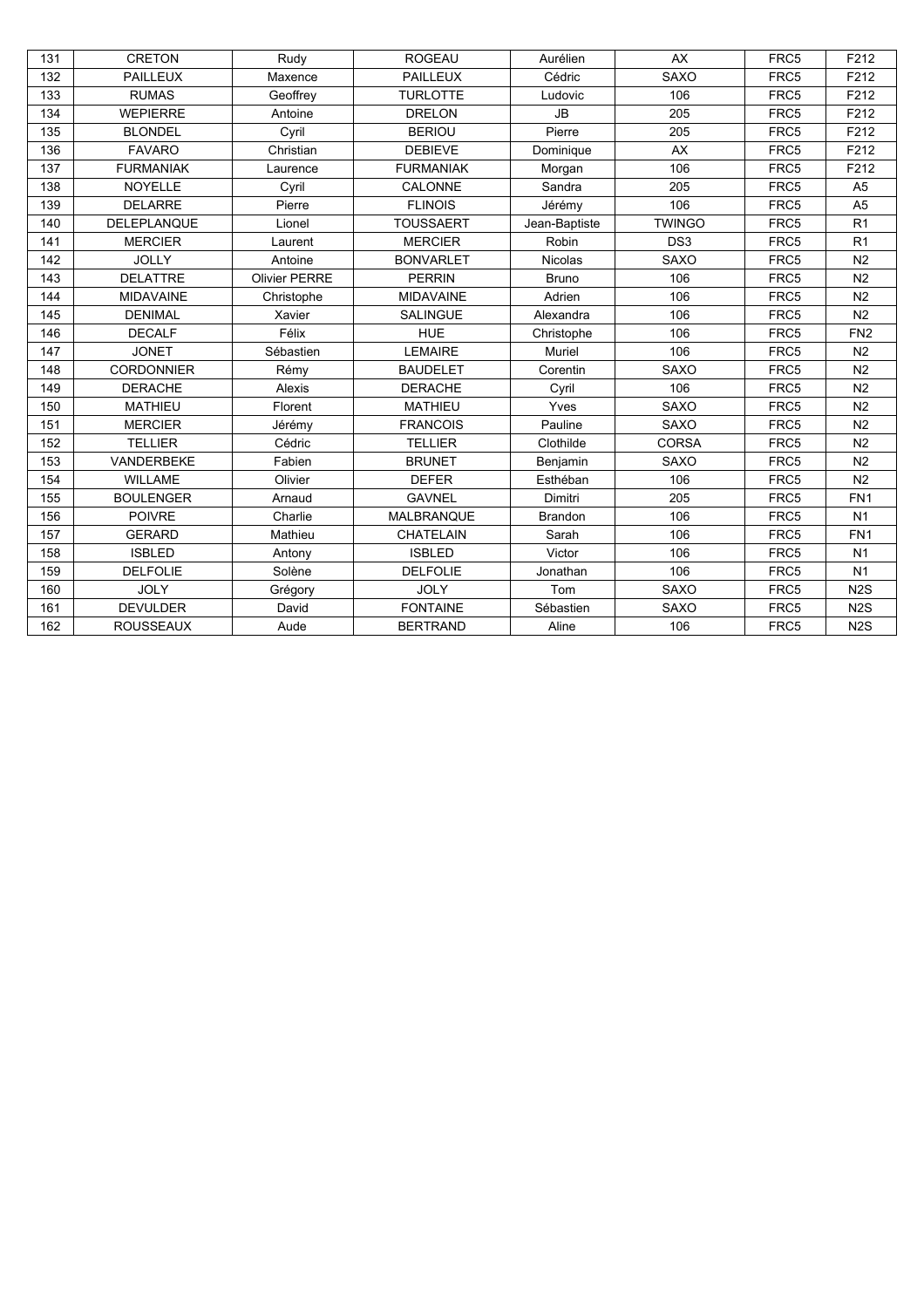| | | | | | | | |
|---|---|---|---|---|---|---|---|
| 131 | CRETON | Rudy | ROGEAU | Aurélien | AX | FRC5 | F212 |
| 132 | PAILLEUX | Maxence | PAILLEUX | Cédric | SAXO | FRC5 | F212 |
| 133 | RUMAS | Geoffrey | TURLOTTE | Ludovic | 106 | FRC5 | F212 |
| 134 | WEPIERRE | Antoine | DRELON | JB | 205 | FRC5 | F212 |
| 135 | BLONDEL | Cyril | BERIOU | Pierre | 205 | FRC5 | F212 |
| 136 | FAVARO | Christian | DEBIEVE | Dominique | AX | FRC5 | F212 |
| 137 | FURMANIAK | Laurence | FURMANIAK | Morgan | 106 | FRC5 | F212 |
| 138 | NOYELLE | Cyril | CALONNE | Sandra | 205 | FRC5 | A5 |
| 139 | DELARRE | Pierre | FLINOIS | Jérémy | 106 | FRC5 | A5 |
| 140 | DELEPLANQUE | Lionel | TOUSSAERT | Jean-Baptiste | TWINGO | FRC5 | R1 |
| 141 | MERCIER | Laurent | MERCIER | Robin | DS3 | FRC5 | R1 |
| 142 | JOLLY | Antoine | BONVARLET | Nicolas | SAXO | FRC5 | N2 |
| 143 | DELATTRE | Olivier PERRE | PERRIN | Bruno | 106 | FRC5 | N2 |
| 144 | MIDAVAINE | Christophe | MIDAVAINE | Adrien | 106 | FRC5 | N2 |
| 145 | DENIMAL | Xavier | SALINGUE | Alexandra | 106 | FRC5 | N2 |
| 146 | DECALF | Félix | HUE | Christophe | 106 | FRC5 | FN2 |
| 147 | JONET | Sébastien | LEMAIRE | Muriel | 106 | FRC5 | N2 |
| 148 | CORDONNIER | Rémy | BAUDELET | Corentin | SAXO | FRC5 | N2 |
| 149 | DERACHE | Alexis | DERACHE | Cyril | 106 | FRC5 | N2 |
| 150 | MATHIEU | Florent | MATHIEU | Yves | SAXO | FRC5 | N2 |
| 151 | MERCIER | Jérémy | FRANCOIS | Pauline | SAXO | FRC5 | N2 |
| 152 | TELLIER | Cédric | TELLIER | Clothilde | CORSA | FRC5 | N2 |
| 153 | VANDERBEKE | Fabien | BRUNET | Benjamin | SAXO | FRC5 | N2 |
| 154 | WILLAME | Olivier | DEFER | Esthéban | 106 | FRC5 | N2 |
| 155 | BOULENGER | Arnaud | GAVNEL | Dimitri | 205 | FRC5 | FN1 |
| 156 | POIVRE | Charlie | MALBRANQUE | Brandon | 106 | FRC5 | N1 |
| 157 | GERARD | Mathieu | CHATELAIN | Sarah | 106 | FRC5 | FN1 |
| 158 | ISBLED | Antony | ISBLED | Victor | 106 | FRC5 | N1 |
| 159 | DELFOLIE | Solène | DELFOLIE | Jonathan | 106 | FRC5 | N1 |
| 160 | JOLY | Grégory | JOLY | Tom | SAXO | FRC5 | N2S |
| 161 | DEVULDER | David | FONTAINE | Sébastien | SAXO | FRC5 | N2S |
| 162 | ROUSSEAUX | Aude | BERTRAND | Aline | 106 | FRC5 | N2S |